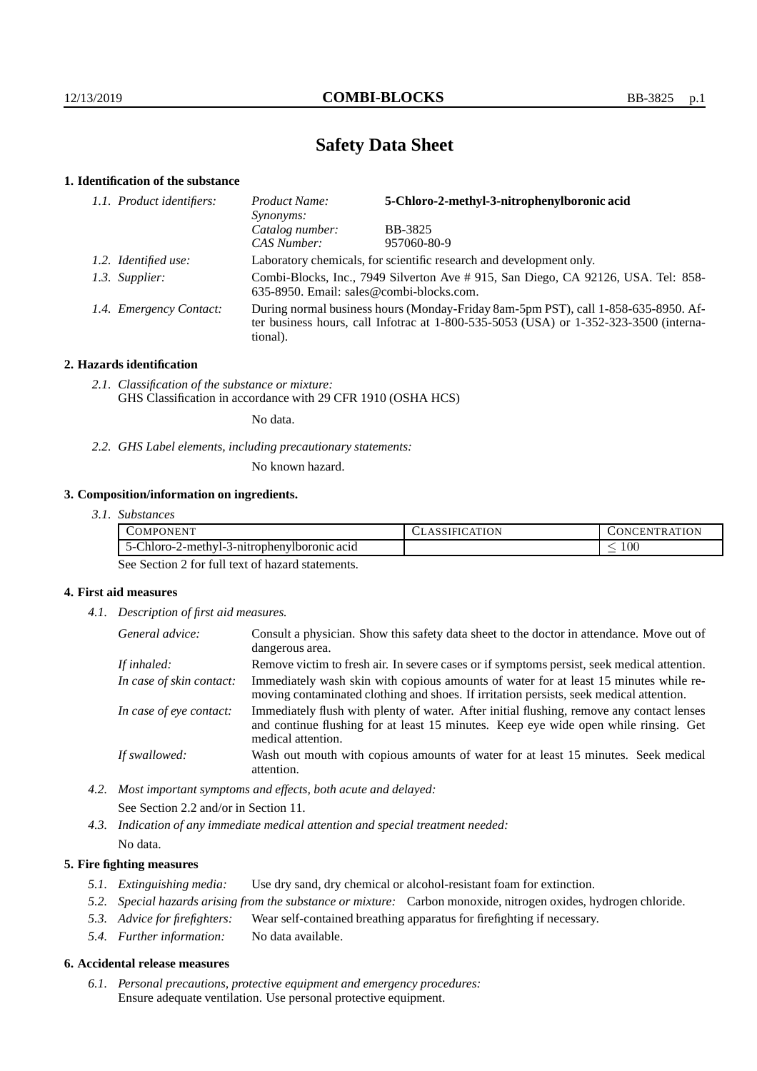# Safety Data Sheet

## 1. Identification of the substance

*1.1. Product identifiers:*

| | | |
|---|---|---|
| *Product Name:* | **5-Chloro-2-methyl-3-nitrophenylboronic acid** |
| *Synonyms:* | |
| *Catalog number:* | BB-3825 |
| *CAS Number:* | 957060-80-9 |

*1.2. Identified use:* Laboratory chemicals, for scientific research and development only.

*1.3. Supplier:* Combi-Blocks, Inc., 7949 Silverton Ave # 915, San Diego, CA 92126, USA. Tel: 858-635-8950. Email: sales@combi-blocks.com.

*1.4. Emergency Contact:* During normal business hours (Monday-Friday 8am-5pm PST), call 1-858-635-8950. After business hours, call Infotrac at 1-800-535-5053 (USA) or 1-352-323-3500 (international).

## 2. Hazards identification

*2.1. Classification of the substance or mixture:*
GHS Classification in accordance with 29 CFR 1910 (OSHA HCS)

No data.

*2.2. GHS Label elements, including precautionary statements:*

No known hazard.

## 3. Composition/information on ingredients.

*3.1. Substances*

| COMPONENT | CLASSIFICATION | CONCENTRATION |
|---|---|---|
| 5-Chloro-2-methyl-3-nitrophenylboronic acid | | $\leq 100$ |

See Section 2 for full text of hazard statements.

## 4. First aid measures

*4.1. Description of first aid measures.*

*General advice:* Consult a physician. Show this safety data sheet to the doctor in attendance. Move out of dangerous area.

*If inhaled:* Remove victim to fresh air. In severe cases or if symptoms persist, seek medical attention.

*In case of skin contact:* Immediately wash skin with copious amounts of water for at least 15 minutes while removing contaminated clothing and shoes. If irritation persists, seek medical attention.

*In case of eye contact:* Immediately flush with plenty of water. After initial flushing, remove any contact lenses and continue flushing for at least 15 minutes. Keep eye wide open while rinsing. Get medical attention.

*If swallowed:* Wash out mouth with copious amounts of water for at least 15 minutes. Seek medical attention.

*4.2. Most important symptoms and effects, both acute and delayed:*
See Section 2.2 and/or in Section 11.

*4.3. Indication of any immediate medical attention and special treatment needed:*
No data.

## 5. Fire fighting measures

*5.1. Extinguishing media:* Use dry sand, dry chemical or alcohol-resistant foam for extinction.

*5.2. Special hazards arising from the substance or mixture:* Carbon monoxide, nitrogen oxides, hydrogen chloride.

*5.3. Advice for firefighters:* Wear self-contained breathing apparatus for firefighting if necessary.

*5.4. Further information:* No data available.

## 6. Accidental release measures

*6.1. Personal precautions, protective equipment and emergency procedures:*
Ensure adequate ventilation. Use personal protective equipment.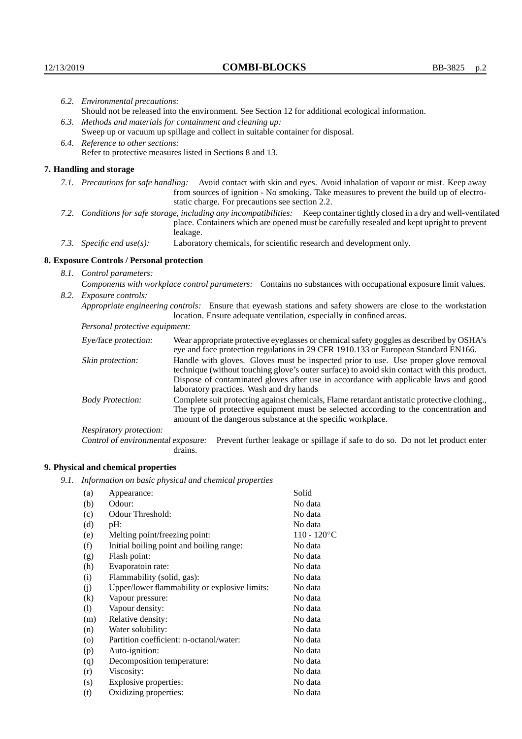*6.2. Environmental precautions:*
Should not be released into the environment. See Section 12 for additional ecological information.

*6.3. Methods and materials for containment and cleaning up:*
Sweep up or vacuum up spillage and collect in suitable container for disposal.

*6.4. Reference to other sections:*
Refer to protective measures listed in Sections 8 and 13.

## 7. Handling and storage

*7.1. Precautions for safe handling:* Avoid contact with skin and eyes. Avoid inhalation of vapour or mist. Keep away from sources of ignition - No smoking. Take measures to prevent the build up of electrostatic charge. For precautions see section 2.2.

*7.2. Conditions for safe storage, including any incompatibilities:* Keep container tightly closed in a dry and well-ventilated place. Containers which are opened must be carefully resealed and kept upright to prevent leakage.

*7.3. Specific end use(s):* Laboratory chemicals, for scientific research and development only.

## 8. Exposure Controls / Personal protection

*8.1. Control parameters:*
*Components with workplace control parameters:* Contains no substances with occupational exposure limit values.

*8.2. Exposure controls:*
*Appropriate engineering controls:* Ensure that eyewash stations and safety showers are close to the workstation location. Ensure adequate ventilation, especially in confined areas.

*Personal protective equipment:*

*Eye/face protection:* Wear appropriate protective eyeglasses or chemical safety goggles as described by OSHA's eye and face protection regulations in 29 CFR 1910.133 or European Standard EN166.

*Skin protection:* Handle with gloves. Gloves must be inspected prior to use. Use proper glove removal technique (without touching glove's outer surface) to avoid skin contact with this product. Dispose of contaminated gloves after use in accordance with applicable laws and good laboratory practices. Wash and dry hands

*Body Protection:* Complete suit protecting against chemicals, Flame retardant antistatic protective clothing., The type of protective equipment must be selected according to the concentration and amount of the dangerous substance at the specific workplace.

*Respiratory protection:*

*Control of environmental exposure:* Prevent further leakage or spillage if safe to do so. Do not let product enter drains.

## 9. Physical and chemical properties

*9.1. Information on basic physical and chemical properties*

| | | |
|---|---|---|
| (a) | Appearance: | Solid |
| (b) | Odour: | No data |
| (c) | Odour Threshold: | No data |
| (d) | pH: | No data |
| (e) | Melting point/freezing point: | 110 - 120°C |
| (f) | Initial boiling point and boiling range: | No data |
| (g) | Flash point: | No data |
| (h) | Evaporatoin rate: | No data |
| (i) | Flammability (solid, gas): | No data |
| (j) | Upper/lower flammability or explosive limits: | No data |
| (k) | Vapour pressure: | No data |
| (l) | Vapour density: | No data |
| (m) | Relative density: | No data |
| (n) | Water solubility: | No data |
| (o) | Partition coefficient: n-octanol/water: | No data |
| (p) | Auto-ignition: | No data |
| (q) | Decomposition temperature: | No data |
| (r) | Viscosity: | No data |
| (s) | Explosive properties: | No data |
| (t) | Oxidizing properties: | No data |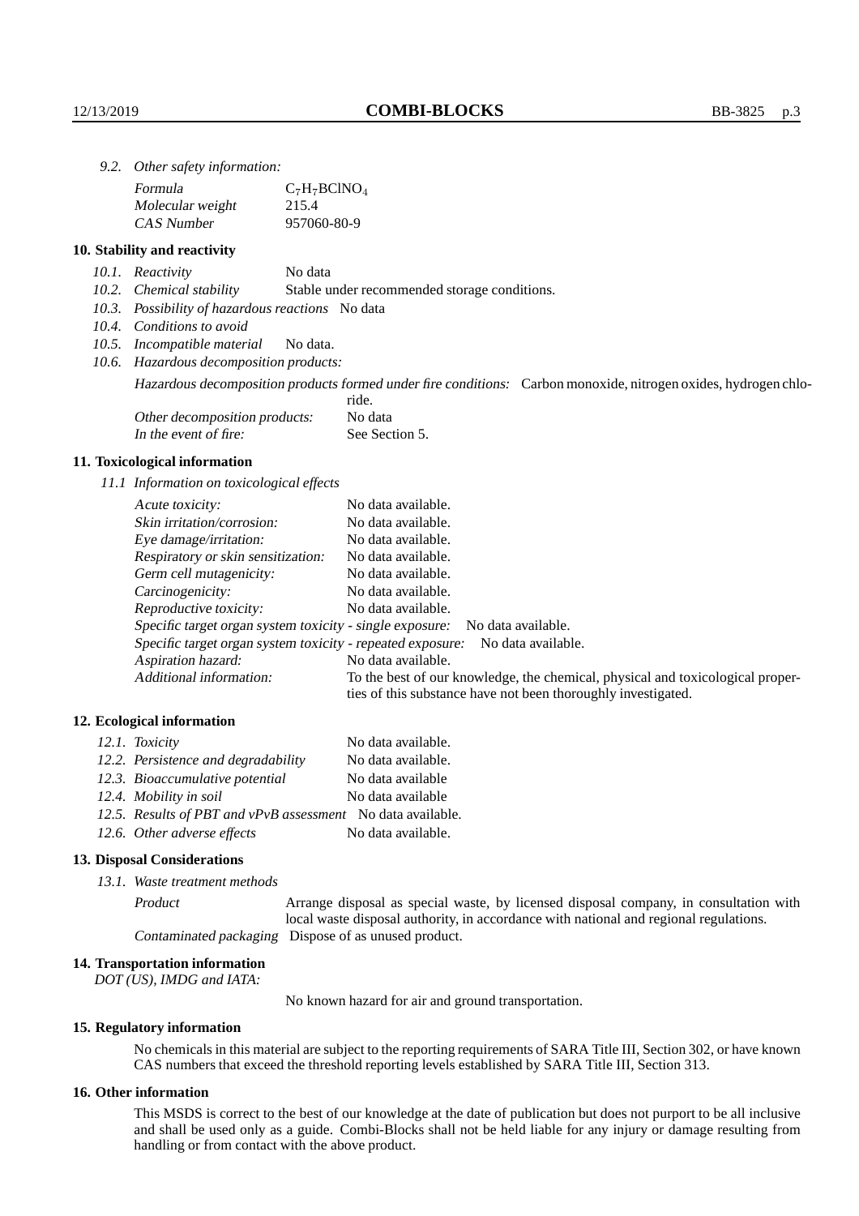*9.2. Other safety information:*

| | |
|---|---|
| *Formula* | $C_7H_7BClNO_4$ |
| *Molecular weight* | 215.4 |
| *CAS Number* | 957060-80-9 |

## 10. Stability and reactivity

*10.1. Reactivity* No data

*10.2. Chemical stability* Stable under recommended storage conditions.

*10.3. Possibility of hazardous reactions* No data

*10.4. Conditions to avoid*

*10.5. Incompatible material* No data.

*10.6. Hazardous decomposition products:*

*Hazardous decomposition products formed under fire conditions:* Carbon monoxide, nitrogen oxides, hydrogen chloride.

| | |
|---|---|
| *Other decomposition products:* | No data |
| *In the event of fire:* | See Section 5. |

## 11. Toxicological information

*11.1 Information on toxicological effects*

| | |
|---|---|
| *Acute toxicity:* | No data available. |
| *Skin irritation/corrosion:* | No data available. |
| *Eye damage/irritation:* | No data available. |
| *Respiratory or skin sensitization:* | No data available. |
| *Germ cell mutagenicity:* | No data available. |
| *Carcinogenicity:* | No data available. |
| *Reproductive toxicity:* | No data available. |
| *Specific target organ system toxicity - single exposure:* | No data available. |
| *Specific target organ system toxicity - repeated exposure:* | No data available. |
| *Aspiration hazard:* | No data available. |
| *Additional information:* | To the best of our knowledge, the chemical, physical and toxicological properties of this substance have not been thoroughly investigated. |

## 12. Ecological information

| | |
|---|---|
| *12.1. Toxicity* | No data available. |
| *12.2. Persistence and degradability* | No data available. |
| *12.3. Bioaccumulative potential* | No data available |
| *12.4. Mobility in soil* | No data available |
| *12.5. Results of PBT and vPvB assessment* | No data available. |
| *12.6. Other adverse effects* | No data available. |

## 13. Disposal Considerations

*13.1. Waste treatment methods*

| | |
|---|---|
| *Product* | Arrange disposal as special waste, by licensed disposal company, in consultation with local waste disposal authority, in accordance with national and regional regulations. |
| *Contaminated packaging* | Dispose of as unused product. |

## 14. Transportation information

*DOT (US), IMDG and IATA:*

No known hazard for air and ground transportation.

## 15. Regulatory information

No chemicals in this material are subject to the reporting requirements of SARA Title III, Section 302, or have known CAS numbers that exceed the threshold reporting levels established by SARA Title III, Section 313.

## 16. Other information

This MSDS is correct to the best of our knowledge at the date of publication but does not purport to be all inclusive and shall be used only as a guide. Combi-Blocks shall not be held liable for any injury or damage resulting from handling or from contact with the above product.